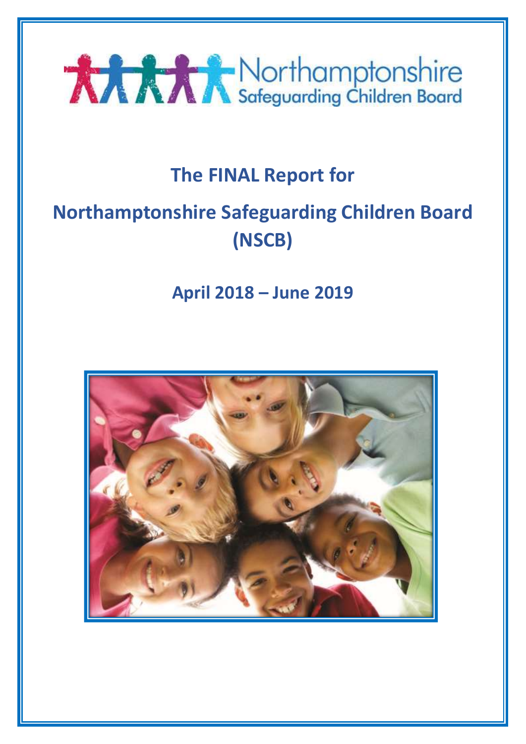Northamptonshire Safeguarding Children Board

# The FINAL Report for

# Northamptonshire Safeguarding Children Board (NSCB)

## April 2018 – June 2019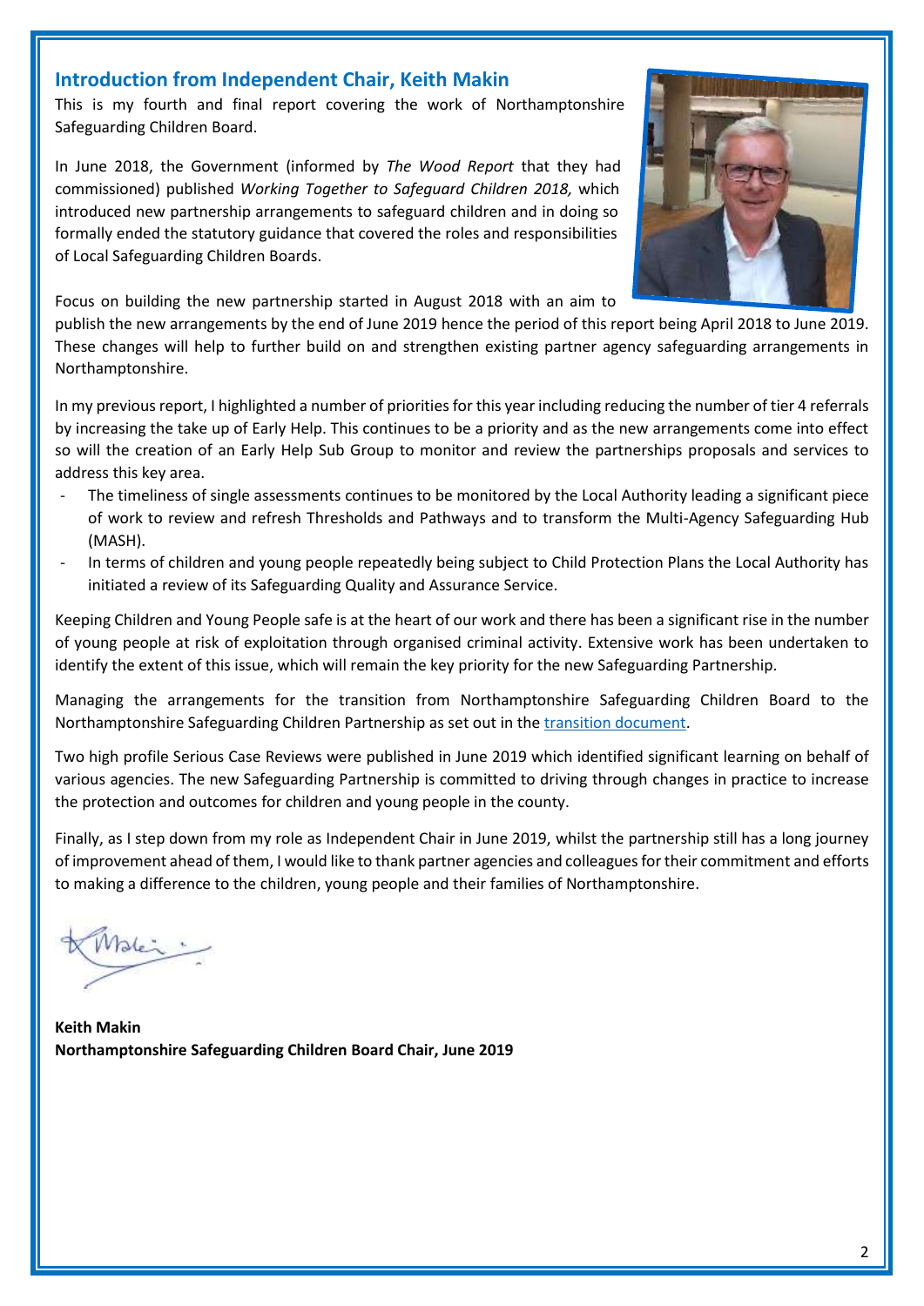## Introduction from Independent Chair, Keith Makin

This is my fourth and final report covering the work of Northamptonshire Safeguarding Children Board.

In June 2018, the Government (informed by *The Wood Report* that they had commissioned) published *Working Together to Safeguard Children 2018,* which introduced new partnership arrangements to safeguard children and in doing so formally ended the statutory guidance that covered the roles and responsibilities of Local Safeguarding Children Boards.

Focus on building the new partnership started in August 2018 with an aim to publish the new arrangements by the end of June 2019 hence the period of this report being April 2018 to June 2019. These changes will help to further build on and strengthen existing partner agency safeguarding arrangements in Northamptonshire.

In my previous report, I highlighted a number of priorities for this year including reducing the number of tier 4 referrals by increasing the take up of Early Help. This continues to be a priority and as the new arrangements come into effect so will the creation of an Early Help Sub Group to monitor and review the partnerships proposals and services to address this key area.

- The timeliness of single assessments continues to be monitored by the Local Authority leading a significant piece of work to review and refresh Thresholds and Pathways and to transform the Multi-Agency Safeguarding Hub (MASH).
- In terms of children and young people repeatedly being subject to Child Protection Plans the Local Authority has initiated a review of its Safeguarding Quality and Assurance Service.

Keeping Children and Young People safe is at the heart of our work and there has been a significant rise in the number of young people at risk of exploitation through organised criminal activity. Extensive work has been undertaken to identify the extent of this issue, which will remain the key priority for the new Safeguarding Partnership.

Managing the arrangements for the transition from Northamptonshire Safeguarding Children Board to the Northamptonshire Safeguarding Children Partnership as set out in the transition document.

Two high profile Serious Case Reviews were published in June 2019 which identified significant learning on behalf of various agencies. The new Safeguarding Partnership is committed to driving through changes in practice to increase the protection and outcomes for children and young people in the county.

Finally, as I step down from my role as Independent Chair in June 2019, whilst the partnership still has a long journey of improvement ahead of them, I would like to thank partner agencies and colleagues for their commitment and efforts to making a difference to the children, young people and their families of Northamptonshire.

**Keith Makin**
**Northamptonshire Safeguarding Children Board Chair, June 2019**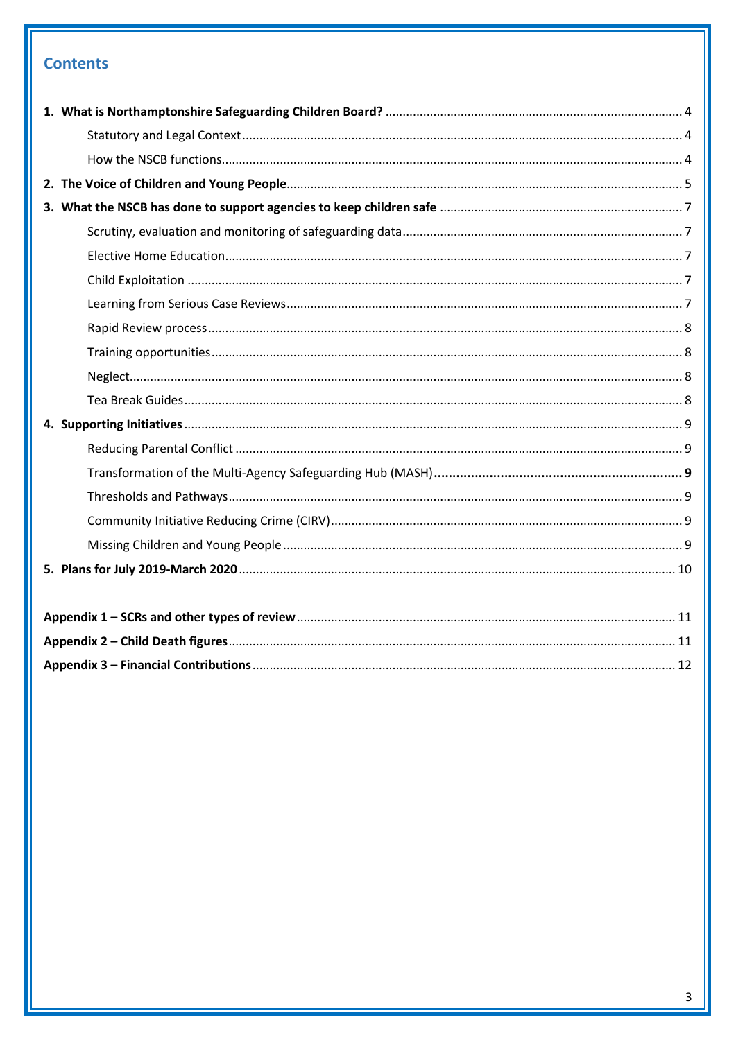## Contents

**1. What is Northamptonshire Safeguarding Children Board?** .......... 4

- Statutory and Legal Context .......... 4
- How the NSCB functions .......... 4

**2. The Voice of Children and Young People** .......... 5

**3. What the NSCB has done to support agencies to keep children safe** .......... 7

- Scrutiny, evaluation and monitoring of safeguarding data .......... 7
- Elective Home Education .......... 7
- Child Exploitation .......... 7
- Learning from Serious Case Reviews .......... 7
- Rapid Review process .......... 8
- Training opportunities .......... 8
- Neglect .......... 8
- Tea Break Guides .......... 8

**4. Supporting Initiatives** .......... 9

- Reducing Parental Conflict .......... 9
- Transformation of the Multi-Agency Safeguarding Hub (MASH) .......... 9
- Thresholds and Pathways .......... 9
- Community Initiative Reducing Crime (CIRV) .......... 9
- Missing Children and Young People .......... 9

**5. Plans for July 2019-March 2020** .......... 10

**Appendix 1 – SCRs and other types of review** .......... 11

**Appendix 2 – Child Death figures** .......... 11

**Appendix 3 – Financial Contributions** .......... 12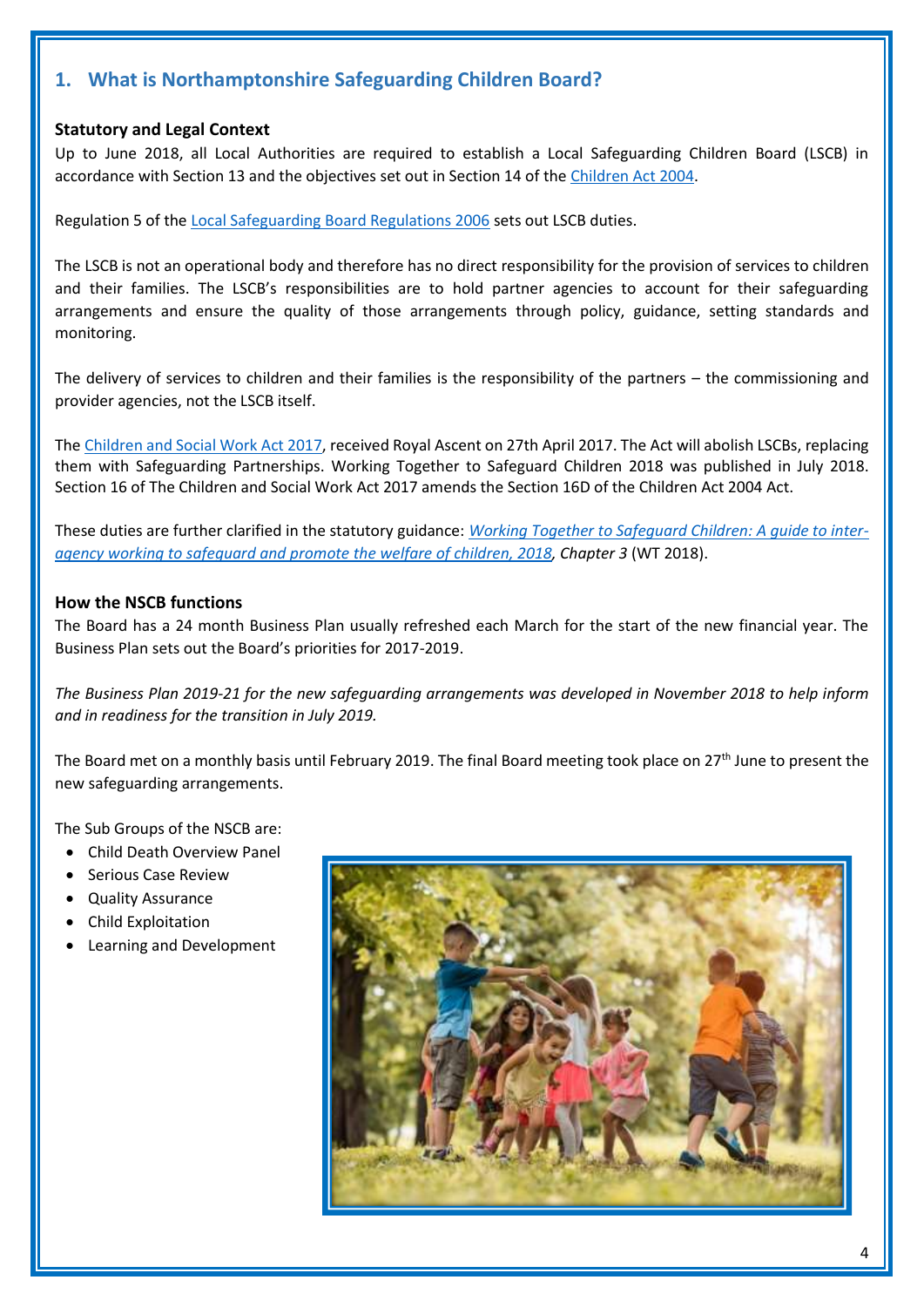## 1. What is Northamptonshire Safeguarding Children Board?

### Statutory and Legal Context

Up to June 2018, all Local Authorities are required to establish a Local Safeguarding Children Board (LSCB) in accordance with Section 13 and the objectives set out in Section 14 of the Children Act 2004.

Regulation 5 of the Local Safeguarding Board Regulations 2006 sets out LSCB duties.

The LSCB is not an operational body and therefore has no direct responsibility for the provision of services to children and their families. The LSCB's responsibilities are to hold partner agencies to account for their safeguarding arrangements and ensure the quality of those arrangements through policy, guidance, setting standards and monitoring.

The delivery of services to children and their families is the responsibility of the partners – the commissioning and provider agencies, not the LSCB itself.

The Children and Social Work Act 2017, received Royal Ascent on 27th April 2017. The Act will abolish LSCBs, replacing them with Safeguarding Partnerships. Working Together to Safeguard Children 2018 was published in July 2018. Section 16 of The Children and Social Work Act 2017 amends the Section 16D of the Children Act 2004 Act.

These duties are further clarified in the statutory guidance: *Working Together to Safeguard Children: A guide to inter-agency working to safeguard and promote the welfare of children, 2018, Chapter 3* (WT 2018).

### How the NSCB functions

The Board has a 24 month Business Plan usually refreshed each March for the start of the new financial year. The Business Plan sets out the Board's priorities for 2017-2019.

*The Business Plan 2019-21 for the new safeguarding arrangements was developed in November 2018 to help inform and in readiness for the transition in July 2019.*

The Board met on a monthly basis until February 2019. The final Board meeting took place on 27th June to present the new safeguarding arrangements.

The Sub Groups of the NSCB are:

- Child Death Overview Panel
- Serious Case Review
- Quality Assurance
- Child Exploitation
- Learning and Development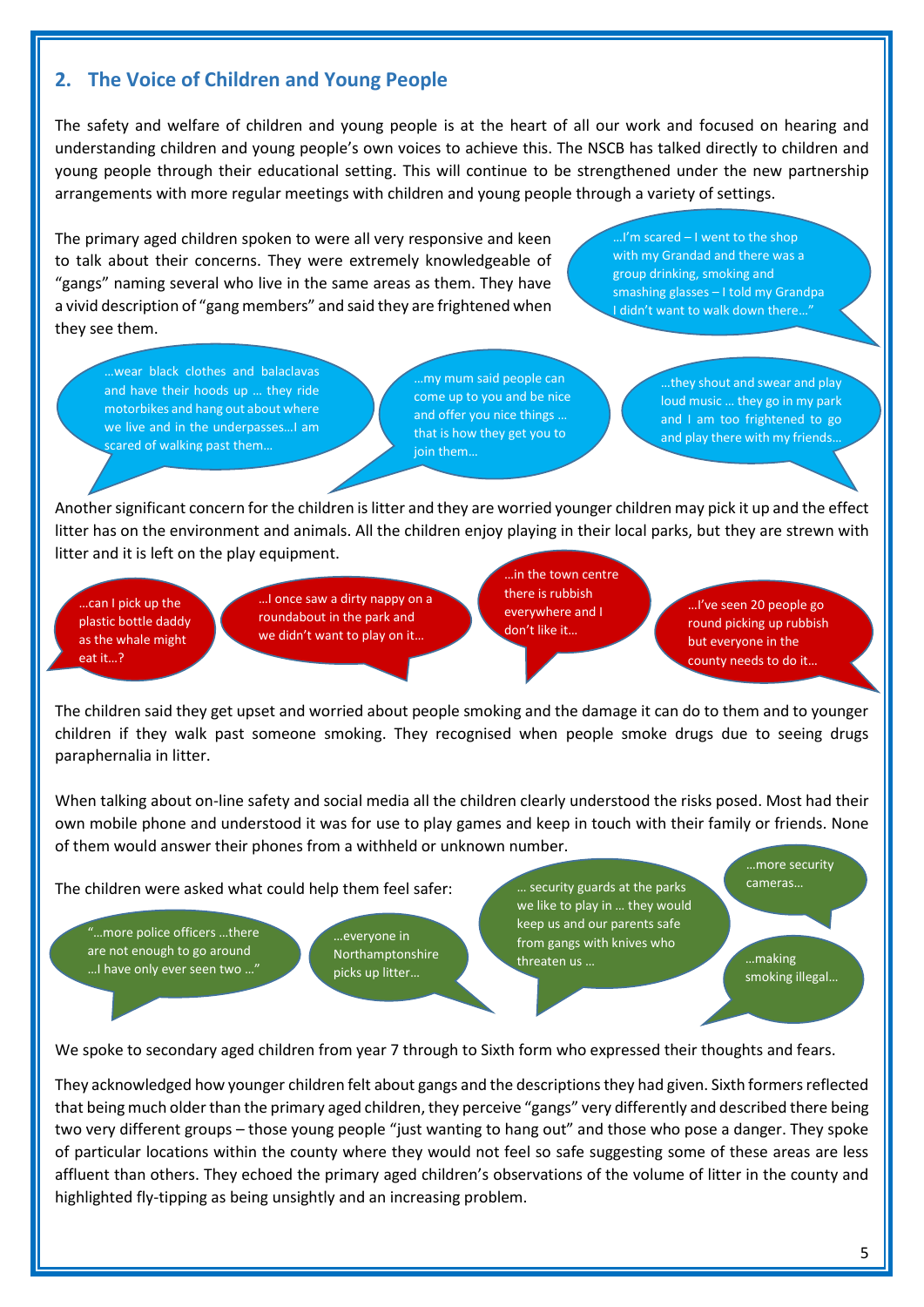## 2. The Voice of Children and Young People

The safety and welfare of children and young people is at the heart of all our work and focused on hearing and understanding children and young people's own voices to achieve this. The NSCB has talked directly to children and young people through their educational setting. This will continue to be strengthened under the new partnership arrangements with more regular meetings with children and young people through a variety of settings.

The primary aged children spoken to were all very responsive and keen to talk about their concerns. They were extremely knowledgeable of "gangs" naming several who live in the same areas as them. They have a vivid description of "gang members" and said they are frightened when they see them.

> …I'm scared – I went to the shop with my Grandad and there was a group drinking, smoking and smashing glasses – I told my Grandpa I didn't want to walk down there…"

> …wear black clothes and balaclavas and have their hoods up … they ride motorbikes and hang out about where we live and in the underpasses…I am scared of walking past them…

> …my mum said people can come up to you and be nice and offer you nice things … that is how they get you to join them…

> …they shout and swear and play loud music … they go in my park and I am too frightened to go and play there with my friends…

Another significant concern for the children is litter and they are worried younger children may pick it up and the effect litter has on the environment and animals. All the children enjoy playing in their local parks, but they are strewn with litter and it is left on the play equipment.

> …can I pick up the plastic bottle daddy as the whale might eat it…?

> …I once saw a dirty nappy on a roundabout in the park and we didn't want to play on it…

> …in the town centre there is rubbish everywhere and I don't like it…

> …I've seen 20 people go round picking up rubbish but everyone in the county needs to do it…

The children said they get upset and worried about people smoking and the damage it can do to them and to younger children if they walk past someone smoking. They recognised when people smoke drugs due to seeing drugs paraphernalia in litter.

When talking about on-line safety and social media all the children clearly understood the risks posed. Most had their own mobile phone and understood it was for use to play games and keep in touch with their family or friends. None of them would answer their phones from a withheld or unknown number.

The children were asked what could help them feel safer:

> "…more police officers …there are not enough to go around …I have only ever seen two …"

> …everyone in Northamptonshire picks up litter…

> … security guards at the parks we like to play in … they would keep us and our parents safe from gangs with knives who threaten us …

> …more security cameras…

> …making smoking illegal…

We spoke to secondary aged children from year 7 through to Sixth form who expressed their thoughts and fears.

They acknowledged how younger children felt about gangs and the descriptions they had given. Sixth formers reflected that being much older than the primary aged children, they perceive "gangs" very differently and described there being two very different groups – those young people "just wanting to hang out" and those who pose a danger. They spoke of particular locations within the county where they would not feel so safe suggesting some of these areas are less affluent than others. They echoed the primary aged children's observations of the volume of litter in the county and highlighted fly-tipping as being unsightly and an increasing problem.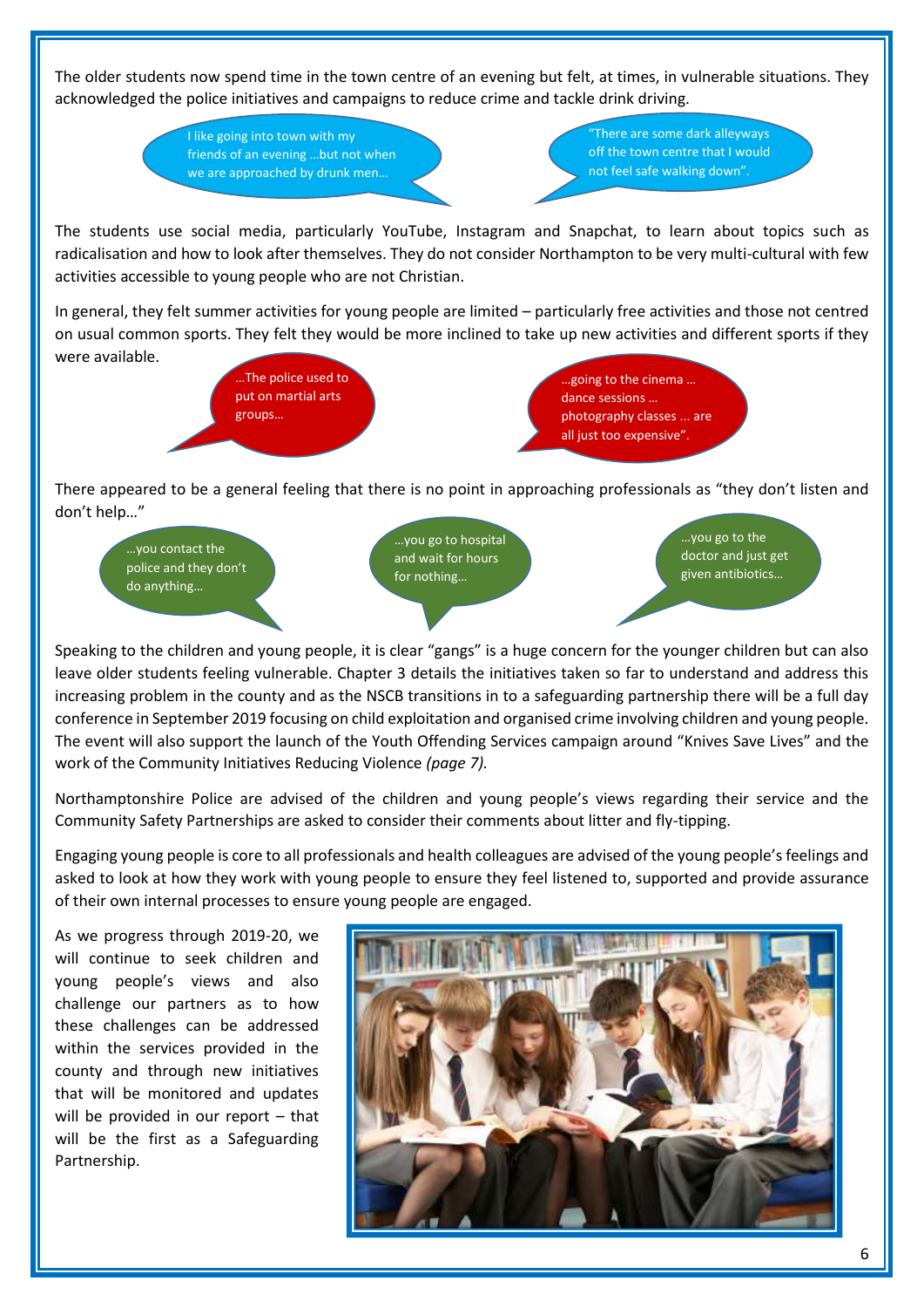The older students now spend time in the town centre of an evening but felt, at times, in vulnerable situations. They acknowledged the police initiatives and campaigns to reduce crime and tackle drink driving.

> I like going into town with my friends of an evening …but not when we are approached by drunk men…

> "There are some dark alleyways off the town centre that I would not feel safe walking down".

The students use social media, particularly YouTube, Instagram and Snapchat, to learn about topics such as radicalisation and how to look after themselves. They do not consider Northampton to be very multi-cultural with few activities accessible to young people who are not Christian.

In general, they felt summer activities for young people are limited – particularly free activities and those not centred on usual common sports. They felt they would be more inclined to take up new activities and different sports if they were available.

> …The police used to put on martial arts groups…

> …going to the cinema … dance sessions … photography classes … are all just too expensive".

There appeared to be a general feeling that there is no point in approaching professionals as "they don't listen and don't help…"

> …you contact the police and they don't do anything…

> …you go to hospital and wait for hours for nothing…

> …you go to the doctor and just get given antibiotics…

Speaking to the children and young people, it is clear "gangs" is a huge concern for the younger children but can also leave older students feeling vulnerable. Chapter 3 details the initiatives taken so far to understand and address this increasing problem in the county and as the NSCB transitions in to a safeguarding partnership there will be a full day conference in September 2019 focusing on child exploitation and organised crime involving children and young people. The event will also support the launch of the Youth Offending Services campaign around "Knives Save Lives" and the work of the Community Initiatives Reducing Violence *(page 7).*

Northamptonshire Police are advised of the children and young people's views regarding their service and the Community Safety Partnerships are asked to consider their comments about litter and fly-tipping.

Engaging young people is core to all professionals and health colleagues are advised of the young people's feelings and asked to look at how they work with young people to ensure they feel listened to, supported and provide assurance of their own internal processes to ensure young people are engaged.

As we progress through 2019-20, we will continue to seek children and young people's views and also challenge our partners as to how these challenges can be addressed within the services provided in the county and through new initiatives that will be monitored and updates will be provided in our report – that will be the first as a Safeguarding Partnership.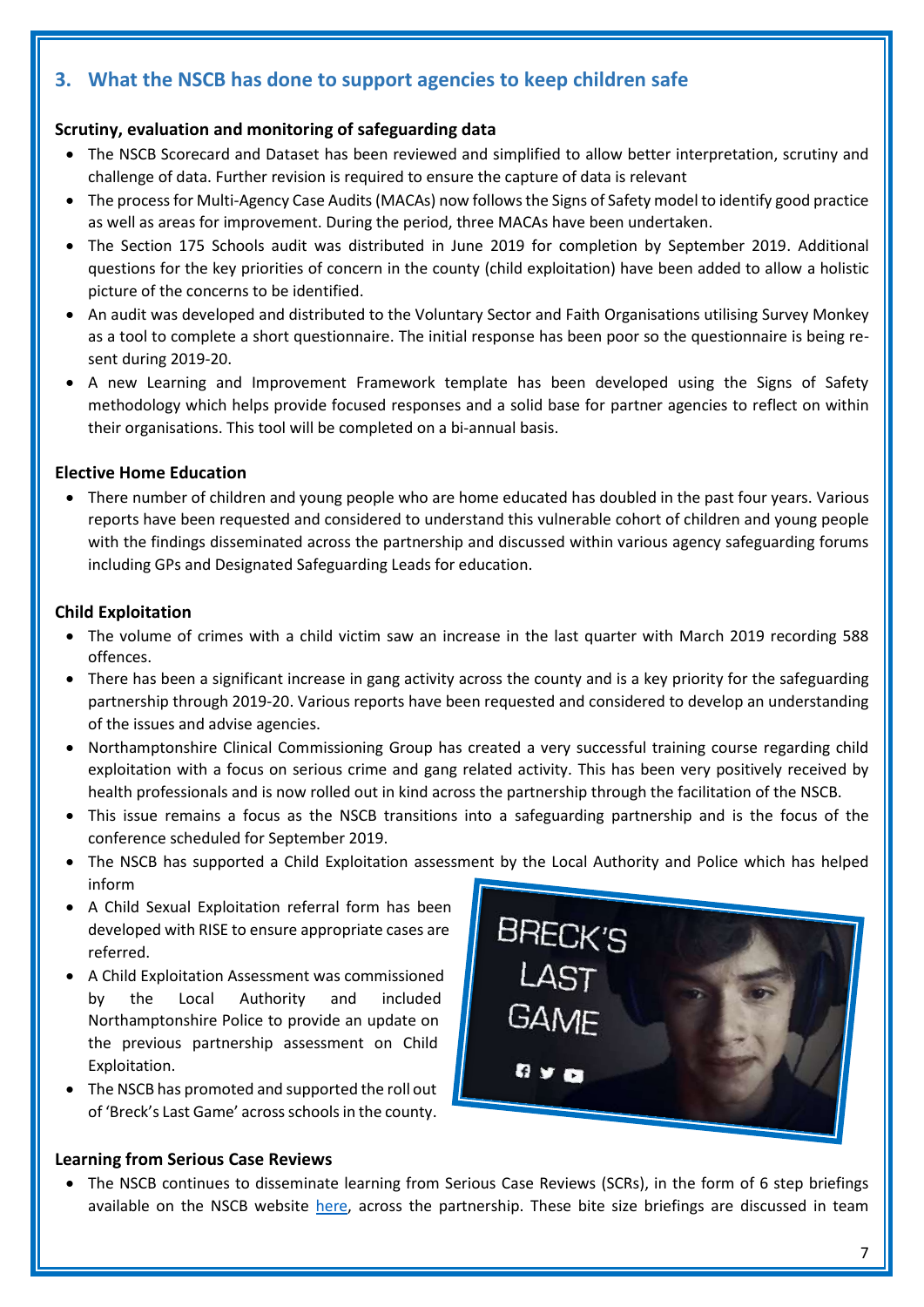## 3. What the NSCB has done to support agencies to keep children safe

**Scrutiny, evaluation and monitoring of safeguarding data**

- The NSCB Scorecard and Dataset has been reviewed and simplified to allow better interpretation, scrutiny and challenge of data. Further revision is required to ensure the capture of data is relevant
- The process for Multi-Agency Case Audits (MACAs) now follows the Signs of Safety model to identify good practice as well as areas for improvement. During the period, three MACAs have been undertaken.
- The Section 175 Schools audit was distributed in June 2019 for completion by September 2019. Additional questions for the key priorities of concern in the county (child exploitation) have been added to allow a holistic picture of the concerns to be identified.
- An audit was developed and distributed to the Voluntary Sector and Faith Organisations utilising Survey Monkey as a tool to complete a short questionnaire. The initial response has been poor so the questionnaire is being re-sent during 2019-20.
- A new Learning and Improvement Framework template has been developed using the Signs of Safety methodology which helps provide focused responses and a solid base for partner agencies to reflect on within their organisations. This tool will be completed on a bi-annual basis.

**Elective Home Education**

- There number of children and young people who are home educated has doubled in the past four years. Various reports have been requested and considered to understand this vulnerable cohort of children and young people with the findings disseminated across the partnership and discussed within various agency safeguarding forums including GPs and Designated Safeguarding Leads for education.

**Child Exploitation**

- The volume of crimes with a child victim saw an increase in the last quarter with March 2019 recording 588 offences.
- There has been a significant increase in gang activity across the county and is a key priority for the safeguarding partnership through 2019-20. Various reports have been requested and considered to develop an understanding of the issues and advise agencies.
- Northamptonshire Clinical Commissioning Group has created a very successful training course regarding child exploitation with a focus on serious crime and gang related activity. This has been very positively received by health professionals and is now rolled out in kind across the partnership through the facilitation of the NSCB.
- This issue remains a focus as the NSCB transitions into a safeguarding partnership and is the focus of the conference scheduled for September 2019.
- The NSCB has supported a Child Exploitation assessment by the Local Authority and Police which has helped inform
- A Child Sexual Exploitation referral form has been developed with RISE to ensure appropriate cases are referred.
- A Child Exploitation Assessment was commissioned by the Local Authority and included Northamptonshire Police to provide an update on the previous partnership assessment on Child Exploitation.
- The NSCB has promoted and supported the roll out of 'Breck's Last Game' across schools in the county.

**Learning from Serious Case Reviews**

- The NSCB continues to disseminate learning from Serious Case Reviews (SCRs), in the form of 6 step briefings available on the NSCB website here, across the partnership. These bite size briefings are discussed in team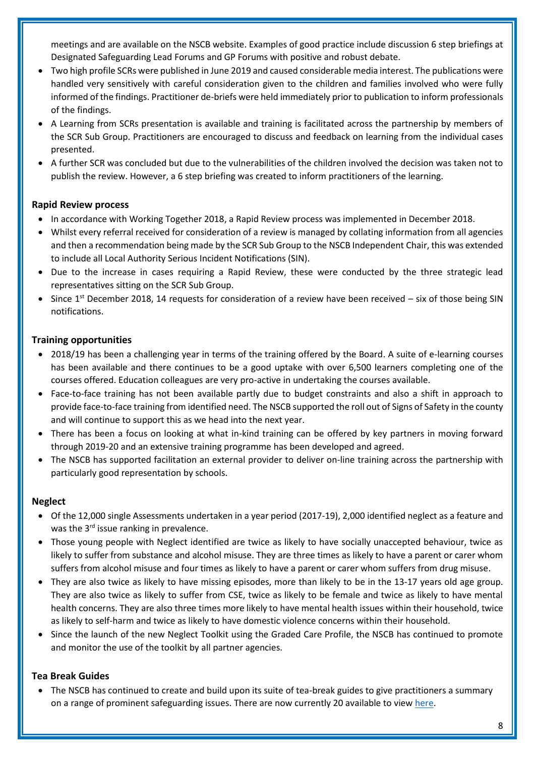meetings and are available on the NSCB website. Examples of good practice include discussion 6 step briefings at Designated Safeguarding Lead Forums and GP Forums with positive and robust debate.

- Two high profile SCRs were published in June 2019 and caused considerable media interest. The publications were handled very sensitively with careful consideration given to the children and families involved who were fully informed of the findings. Practitioner de-briefs were held immediately prior to publication to inform professionals of the findings.
- A Learning from SCRs presentation is available and training is facilitated across the partnership by members of the SCR Sub Group. Practitioners are encouraged to discuss and feedback on learning from the individual cases presented.
- A further SCR was concluded but due to the vulnerabilities of the children involved the decision was taken not to publish the review. However, a 6 step briefing was created to inform practitioners of the learning.

**Rapid Review process**

- In accordance with Working Together 2018, a Rapid Review process was implemented in December 2018.
- Whilst every referral received for consideration of a review is managed by collating information from all agencies and then a recommendation being made by the SCR Sub Group to the NSCB Independent Chair, this was extended to include all Local Authority Serious Incident Notifications (SIN).
- Due to the increase in cases requiring a Rapid Review, these were conducted by the three strategic lead representatives sitting on the SCR Sub Group.
- Since 1st December 2018, 14 requests for consideration of a review have been received – six of those being SIN notifications.

**Training opportunities**

- 2018/19 has been a challenging year in terms of the training offered by the Board. A suite of e-learning courses has been available and there continues to be a good uptake with over 6,500 learners completing one of the courses offered. Education colleagues are very pro-active in undertaking the courses available.
- Face-to-face training has not been available partly due to budget constraints and also a shift in approach to provide face-to-face training from identified need. The NSCB supported the roll out of Signs of Safety in the county and will continue to support this as we head into the next year.
- There has been a focus on looking at what in-kind training can be offered by key partners in moving forward through 2019-20 and an extensive training programme has been developed and agreed.
- The NSCB has supported facilitation an external provider to deliver on-line training across the partnership with particularly good representation by schools.

**Neglect**

- Of the 12,000 single Assessments undertaken in a year period (2017-19), 2,000 identified neglect as a feature and was the 3rd issue ranking in prevalence.
- Those young people with Neglect identified are twice as likely to have socially unaccepted behaviour, twice as likely to suffer from substance and alcohol misuse. They are three times as likely to have a parent or carer whom suffers from alcohol misuse and four times as likely to have a parent or carer whom suffers from drug misuse.
- They are also twice as likely to have missing episodes, more than likely to be in the 13-17 years old age group. They are also twice as likely to suffer from CSE, twice as likely to be female and twice as likely to have mental health concerns. They are also three times more likely to have mental health issues within their household, twice as likely to self-harm and twice as likely to have domestic violence concerns within their household.
- Since the launch of the new Neglect Toolkit using the Graded Care Profile, the NSCB has continued to promote and monitor the use of the toolkit by all partner agencies.

**Tea Break Guides**

- The NSCB has continued to create and build upon its suite of tea-break guides to give practitioners a summary on a range of prominent safeguarding issues. There are now currently 20 available to view here.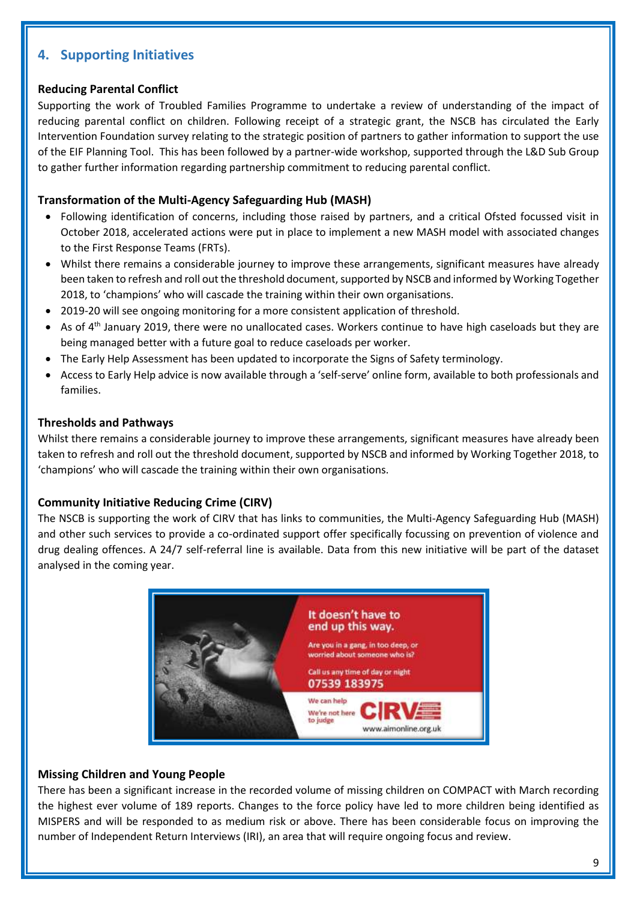## 4. Supporting Initiatives

**Reducing Parental Conflict**

Supporting the work of Troubled Families Programme to undertake a review of understanding of the impact of reducing parental conflict on children. Following receipt of a strategic grant, the NSCB has circulated the Early Intervention Foundation survey relating to the strategic position of partners to gather information to support the use of the EIF Planning Tool. This has been followed by a partner-wide workshop, supported through the L&D Sub Group to gather further information regarding partnership commitment to reducing parental conflict.

**Transformation of the Multi-Agency Safeguarding Hub (MASH)**

- Following identification of concerns, including those raised by partners, and a critical Ofsted focussed visit in October 2018, accelerated actions were put in place to implement a new MASH model with associated changes to the First Response Teams (FRTs).
- Whilst there remains a considerable journey to improve these arrangements, significant measures have already been taken to refresh and roll out the threshold document, supported by NSCB and informed by Working Together 2018, to 'champions' who will cascade the training within their own organisations.
- 2019-20 will see ongoing monitoring for a more consistent application of threshold.
- As of 4th January 2019, there were no unallocated cases. Workers continue to have high caseloads but they are being managed better with a future goal to reduce caseloads per worker.
- The Early Help Assessment has been updated to incorporate the Signs of Safety terminology.
- Access to Early Help advice is now available through a 'self-serve' online form, available to both professionals and families.

**Thresholds and Pathways**

Whilst there remains a considerable journey to improve these arrangements, significant measures have already been taken to refresh and roll out the threshold document, supported by NSCB and informed by Working Together 2018, to 'champions' who will cascade the training within their own organisations.

**Community Initiative Reducing Crime (CIRV)**

The NSCB is supporting the work of CIRV that has links to communities, the Multi-Agency Safeguarding Hub (MASH) and other such services to provide a co-ordinated support offer specifically focussing on prevention of violence and drug dealing offences. A 24/7 self-referral line is available. Data from this new initiative will be part of the dataset analysed in the coming year.

It doesn't have to end up this way.

Are you in a gang, in too deep, or worried about someone who is?

Call us any time of day or night
07539 183975

We can help
We're not here to judge

CIRV
www.aimonline.org.uk

**Missing Children and Young People**

There has been a significant increase in the recorded volume of missing children on COMPACT with March recording the highest ever volume of 189 reports. Changes to the force policy have led to more children being identified as MISPERS and will be responded to as medium risk or above. There has been considerable focus on improving the number of Independent Return Interviews (IRI), an area that will require ongoing focus and review.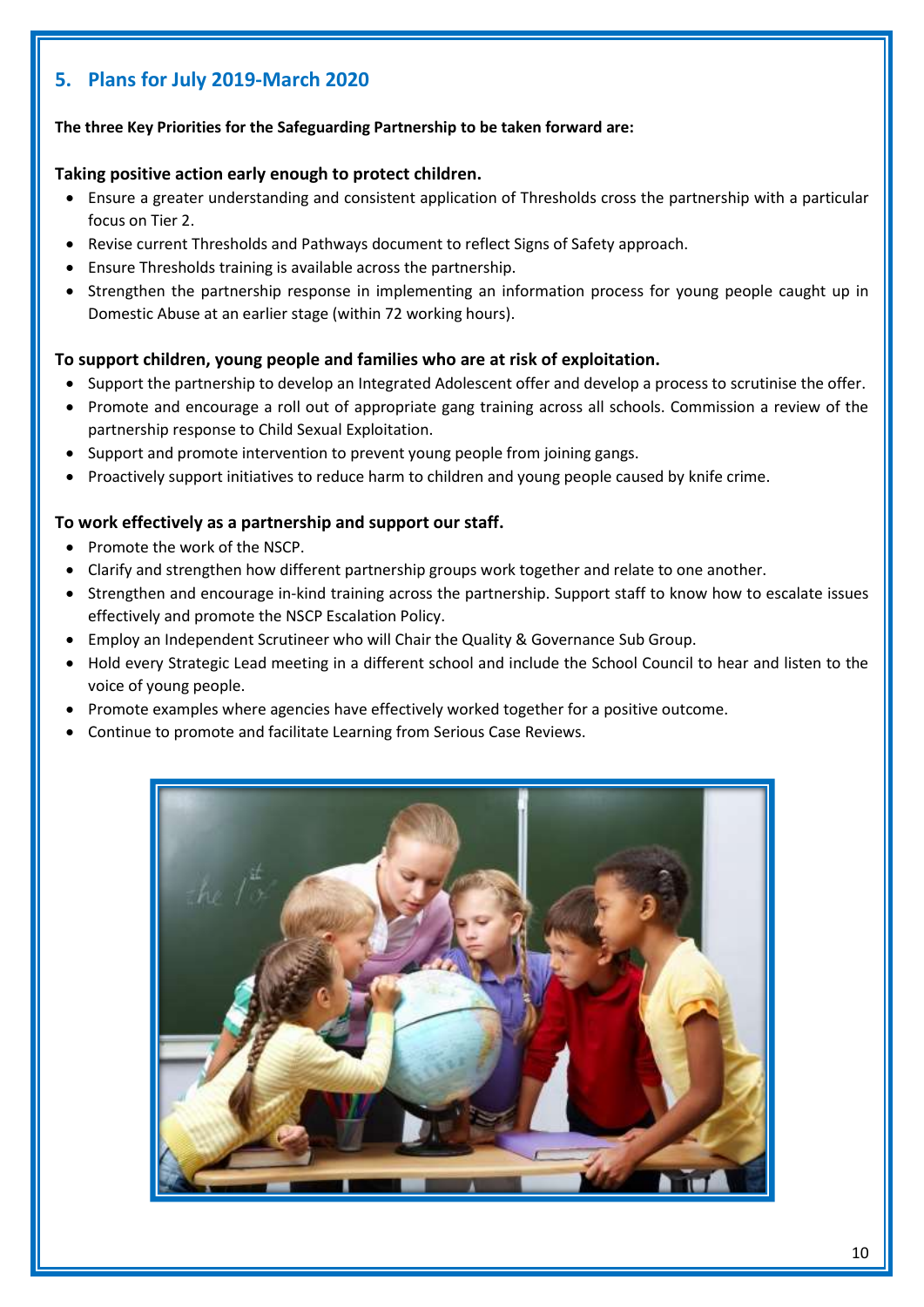## 5. Plans for July 2019-March 2020

**The three Key Priorities for the Safeguarding Partnership to be taken forward are:**

### Taking positive action early enough to protect children.

- Ensure a greater understanding and consistent application of Thresholds cross the partnership with a particular focus on Tier 2.
- Revise current Thresholds and Pathways document to reflect Signs of Safety approach.
- Ensure Thresholds training is available across the partnership.
- Strengthen the partnership response in implementing an information process for young people caught up in Domestic Abuse at an earlier stage (within 72 working hours).

### To support children, young people and families who are at risk of exploitation.

- Support the partnership to develop an Integrated Adolescent offer and develop a process to scrutinise the offer.
- Promote and encourage a roll out of appropriate gang training across all schools. Commission a review of the partnership response to Child Sexual Exploitation.
- Support and promote intervention to prevent young people from joining gangs.
- Proactively support initiatives to reduce harm to children and young people caused by knife crime.

### To work effectively as a partnership and support our staff.

- Promote the work of the NSCP.
- Clarify and strengthen how different partnership groups work together and relate to one another.
- Strengthen and encourage in-kind training across the partnership. Support staff to know how to escalate issues effectively and promote the NSCP Escalation Policy.
- Employ an Independent Scrutineer who will Chair the Quality & Governance Sub Group.
- Hold every Strategic Lead meeting in a different school and include the School Council to hear and listen to the voice of young people.
- Promote examples where agencies have effectively worked together for a positive outcome.
- Continue to promote and facilitate Learning from Serious Case Reviews.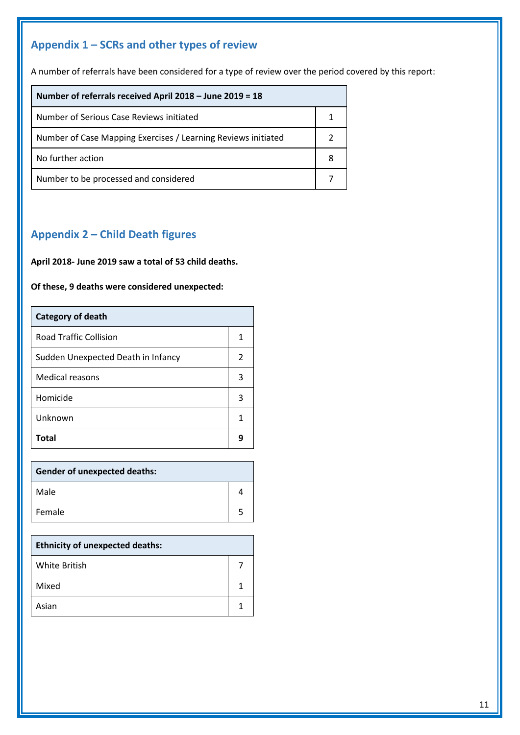## Appendix 1 – SCRs and other types of review

A number of referrals have been considered for a type of review over the period covered by this report:

| Number of referrals received April 2018 – June 2019 = 18 | |
|---|---|
| Number of Serious Case Reviews initiated | 1 |
| Number of Case Mapping Exercises / Learning Reviews initiated | 2 |
| No further action | 8 |
| Number to be processed and considered | 7 |

## Appendix 2 – Child Death figures

**April 2018- June 2019 saw a total of 53 child deaths.**

**Of these, 9 deaths were considered unexpected:**

| Category of death | |
|---|---|
| Road Traffic Collision | 1 |
| Sudden Unexpected Death in Infancy | 2 |
| Medical reasons | 3 |
| Homicide | 3 |
| Unknown | 1 |
| **Total** | **9** |

| Gender of unexpected deaths: | |
|---|---|
| Male | 4 |
| Female | 5 |

| Ethnicity of unexpected deaths: | |
|---|---|
| White British | 7 |
| Mixed | 1 |
| Asian | 1 |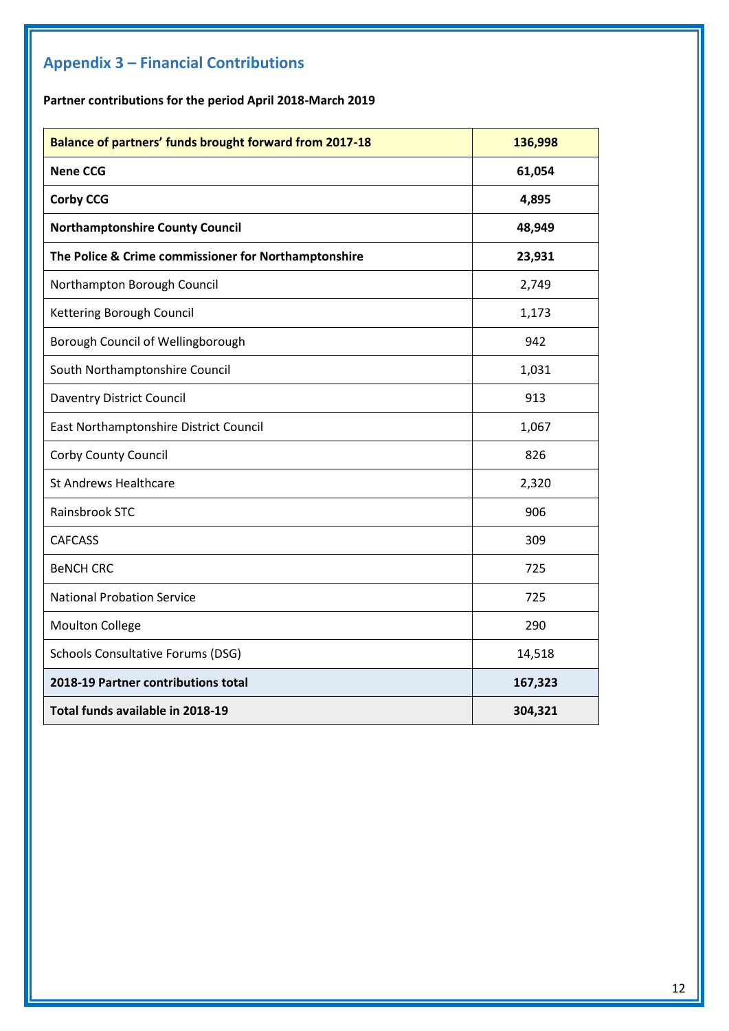## Appendix 3 – Financial Contributions

**Partner contributions for the period April 2018-March 2019**

| | |
|---|---|
| **Balance of partners' funds brought forward from 2017-18** | **136,998** |
| **Nene CCG** | **61,054** |
| **Corby CCG** | **4,895** |
| **Northamptonshire County Council** | **48,949** |
| **The Police & Crime commissioner for Northamptonshire** | **23,931** |
| Northampton Borough Council | 2,749 |
| Kettering Borough Council | 1,173 |
| Borough Council of Wellingborough | 942 |
| South Northamptonshire Council | 1,031 |
| Daventry District Council | 913 |
| East Northamptonshire District Council | 1,067 |
| Corby County Council | 826 |
| St Andrews Healthcare | 2,320 |
| Rainsbrook STC | 906 |
| CAFCASS | 309 |
| BeNCH CRC | 725 |
| National Probation Service | 725 |
| Moulton College | 290 |
| Schools Consultative Forums (DSG) | 14,518 |
| **2018-19 Partner contributions total** | **167,323** |
| **Total funds available in 2018-19** | **304,321** |